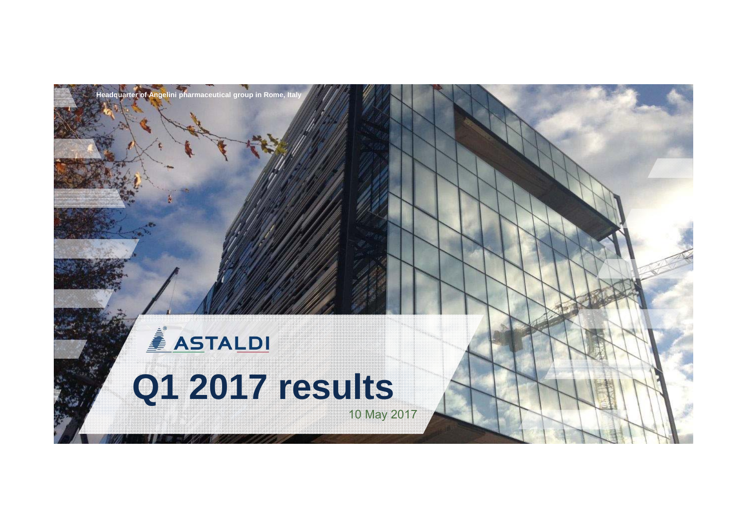Headquarter of Angelini pharmaceutical group in Rome, Italy

ASTALDI

# Q1 2017 results

10 May 2017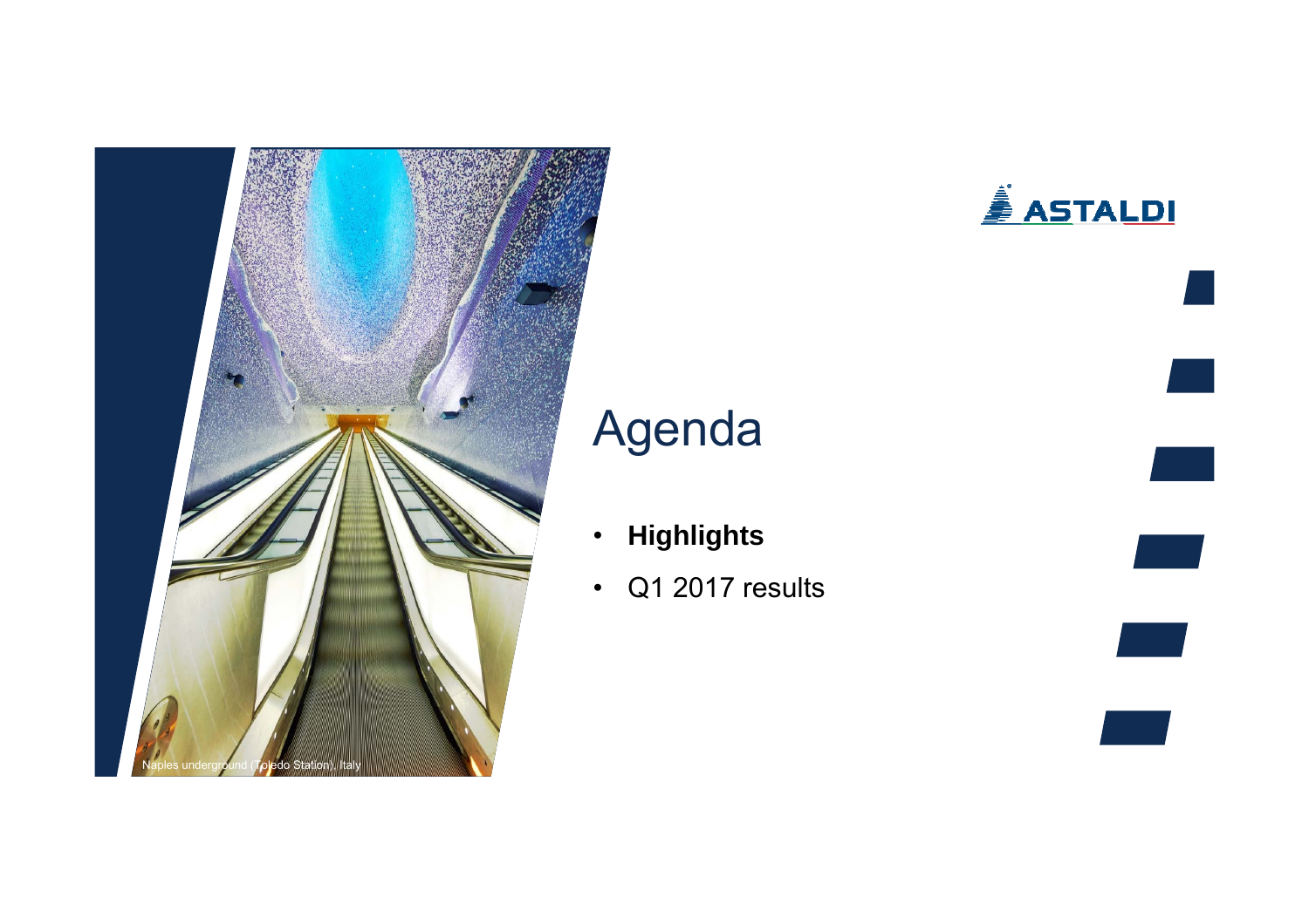Naples underground (Toledo Station), Italy

# Agenda

- **Highlights**
- Q1 2017 results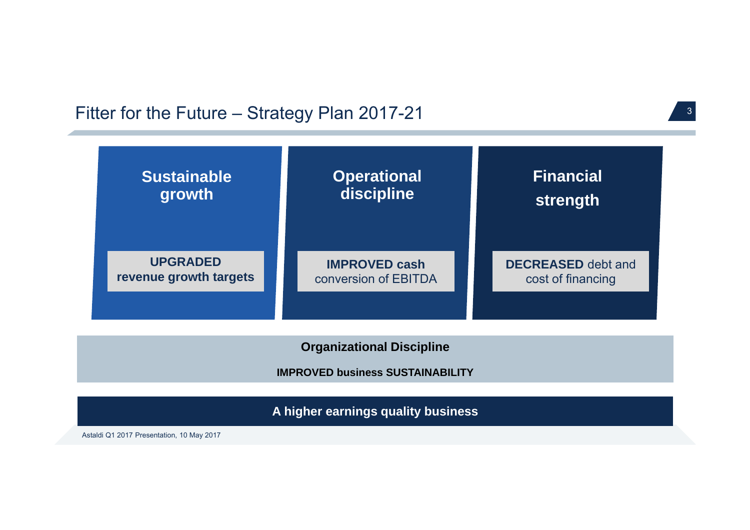# Fitter for the Future – Strategy Plan 2017-21

## Sustainable growth

**UPGRADED revenue growth targets**

## Operational discipline

**IMPROVED cash** conversion of EBITDA

## Financial strength

**DECREASED** debt and cost of financing

**Organizational Discipline**

**IMPROVED business SUSTAINABILITY**

**A higher earnings quality business**

Astaldi Q1 2017 Presentation, 10 May 2017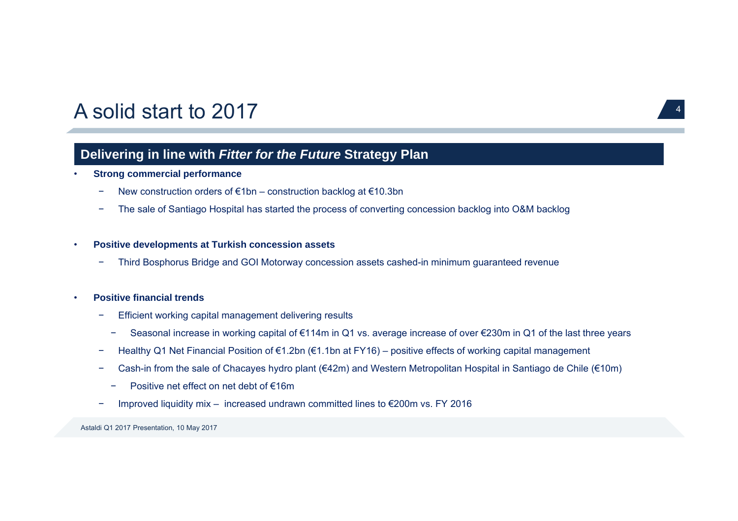# A solid start to 2017

## Delivering in line with *Fitter for the Future* Strategy Plan

- **Strong commercial performance**
  - New construction orders of €1bn – construction backlog at €10.3bn
  - The sale of Santiago Hospital has started the process of converting concession backlog into O&M backlog

- **Positive developments at Turkish concession assets**
  - Third Bosphorus Bridge and GOI Motorway concession assets cashed-in minimum guaranteed revenue

- **Positive financial trends**
  - Efficient working capital management delivering results
    - Seasonal increase in working capital of €114m in Q1 vs. average increase of over €230m in Q1 of the last three years
  - Healthy Q1 Net Financial Position of €1.2bn (€1.1bn at FY16) – positive effects of working capital management
  - Cash-in from the sale of Chacayes hydro plant (€42m) and Western Metropolitan Hospital in Santiago de Chile (€10m)
    - Positive net effect on net debt of €16m
  - Improved liquidity mix – increased undrawn committed lines to €200m vs. FY 2016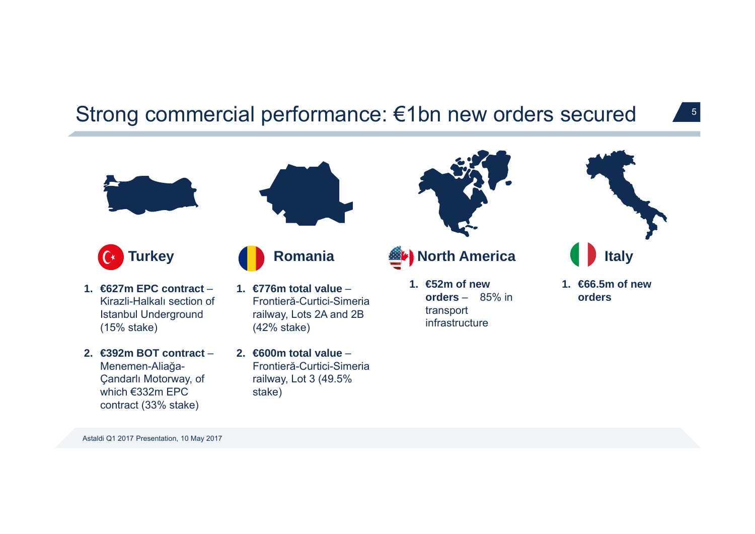# Strong commercial performance: €1bn new orders secured

## Turkey

1. **€627m EPC contract** – Kirazli-Halkalı section of Istanbul Underground (15% stake)
2. **€392m BOT contract** – Menemen-Aliağa-Çandarlı Motorway, of which €332m EPC contract (33% stake)

## Romania

1. **€776m total value** – Frontieră-Curtici-Simeria railway, Lots 2A and 2B (42% stake)
2. **€600m total value** – Frontieră-Curtici-Simeria railway, Lot 3 (49.5% stake)

## North America

1. **€52m of new orders** – 85% in transport infrastructure

## Italy

1. **€66.5m of new orders**

Astaldi Q1 2017 Presentation, 10 May 2017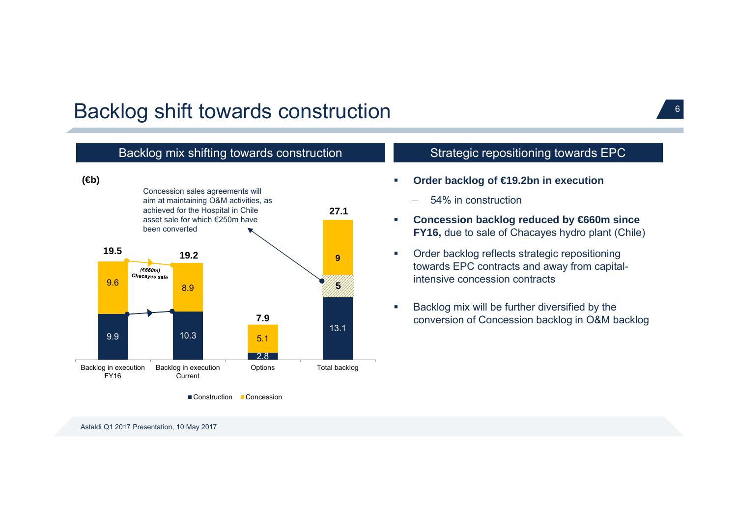# Backlog shift towards construction

## Backlog mix shifting towards construction

(€b)

Concession sales agreements will aim at maintaining O&M activities, as achieved for the Hospital in Chile asset sale for which €250m have been converted

| | Backlog in execution FY16 | Backlog in execution Current | Options | Total backlog |
|---|---|---|---|---|
| Construction | 9.9 | 10.3 | 2.8 | 13.1 |
| Concession | 9.6 | 8.9 | 5.1 | 9 + 5 |
| Total | 19.5 | 19.2 | 7.9 | 27.1 |

*(€660m) Chacayes sale*

■ Construction ■ Concession

## Strategic repositioning towards EPC

- **Order backlog of €19.2bn in execution**
  - 54% in construction
- **Concession backlog reduced by €660m since FY16,** due to sale of Chacayes hydro plant (Chile)
- Order backlog reflects strategic repositioning towards EPC contracts and away from capital-intensive concession contracts
- Backlog mix will be further diversified by the conversion of Concession backlog in O&M backlog

Astaldi Q1 2017 Presentation, 10 May 2017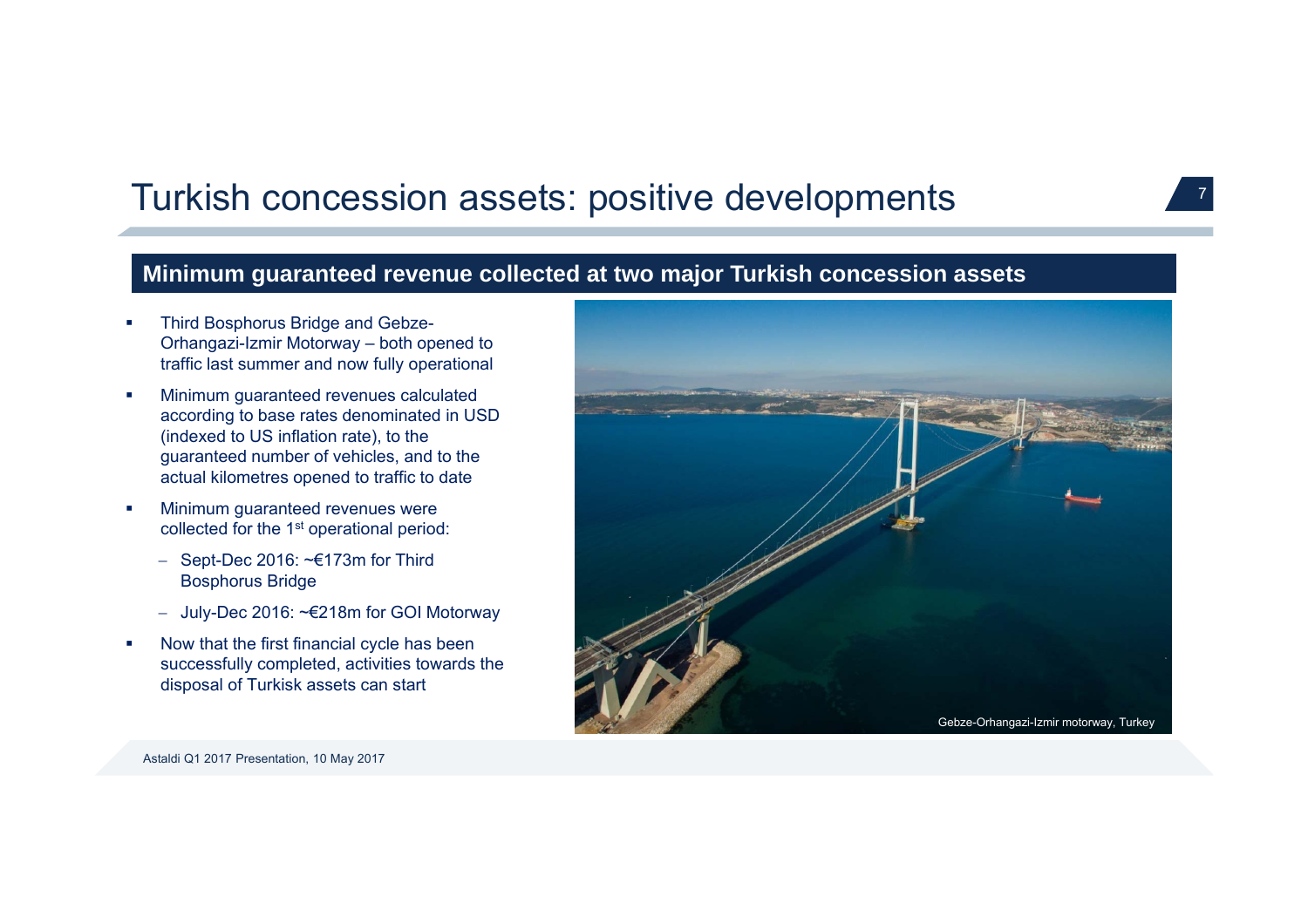# Turkish concession assets: positive developments

## Minimum guaranteed revenue collected at two major Turkish concession assets

- Third Bosphorus Bridge and Gebze-Orhangazi-Izmir Motorway – both opened to traffic last summer and now fully operational
- Minimum guaranteed revenues calculated according to base rates denominated in USD (indexed to US inflation rate), to the guaranteed number of vehicles, and to the actual kilometres opened to traffic to date
- Minimum guaranteed revenues were collected for the 1st operational period:
  - Sept-Dec 2016: ~€173m for Third Bosphorus Bridge
  - July-Dec 2016: ~€218m for GOI Motorway
- Now that the first financial cycle has been successfully completed, activities towards the disposal of Turkisk assets can start

Gebze-Orhangazi-Izmir motorway, Turkey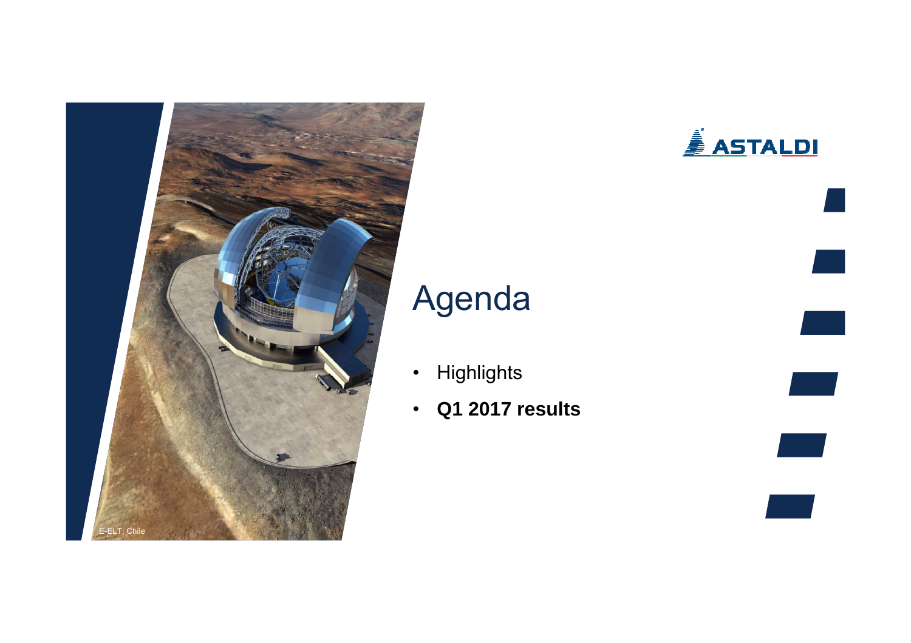# Agenda

- Highlights
- **Q1 2017 results**

E-ELT, Chile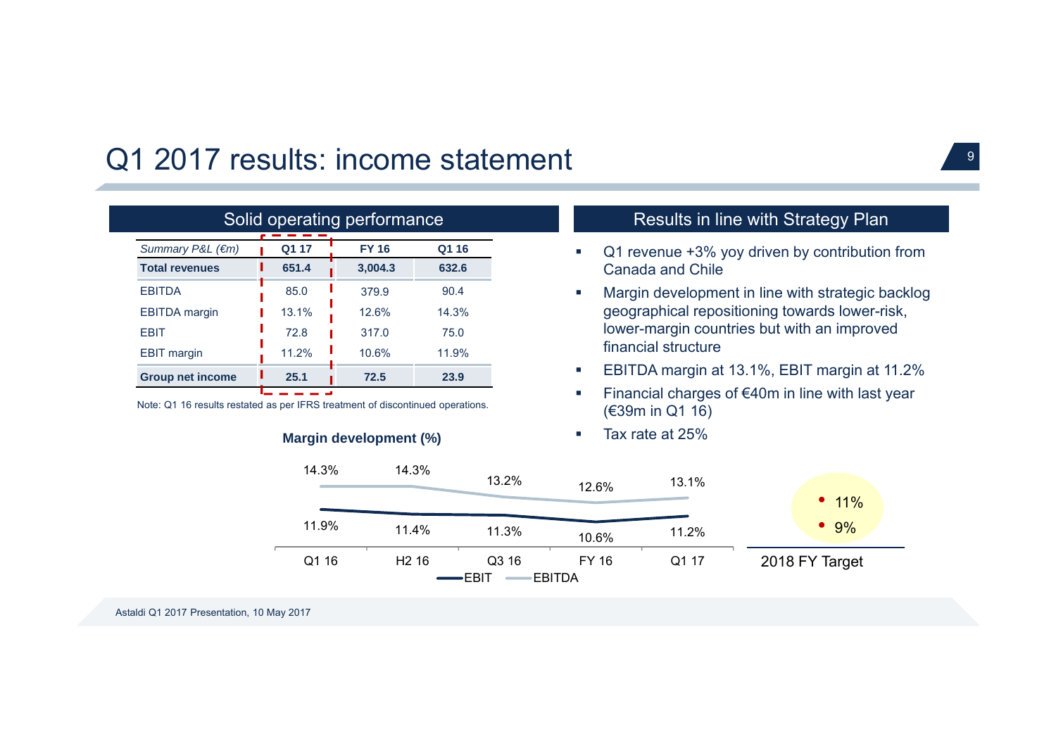# Q1 2017 results: income statement

## Solid operating performance

| *Summary P&L (€m)* | Q1 17 | FY 16 | Q1 16 |
|---|---|---|---|
| **Total revenues** | **651.4** | **3,004.3** | **632.6** |
| EBITDA | 85.0 | 379.9 | 90.4 |
| EBITDA margin | 13.1% | 12.6% | 14.3% |
| EBIT | 72.8 | 317.0 | 75.0 |
| EBIT margin | 11.2% | 10.6% | 11.9% |
| **Group net income** | **25.1** | **72.5** | **23.9** |

Note: Q1 16 results restated as per IFRS treatment of discontinued operations.

**Margin development (%)**

| | Q1 16 | H2 16 | Q3 16 | FY 16 | Q1 17 | 2018 FY Target |
|---|---|---|---|---|---|---|
| EBITDA | 14.3% | 14.3% | 13.2% | 12.6% | 13.1% | 11% |
| EBIT | 11.9% | 11.4% | 11.3% | 10.6% | 11.2% | 9% |

## Results in line with Strategy Plan

- Q1 revenue +3% yoy driven by contribution from Canada and Chile
- Margin development in line with strategic backlog geographical repositioning towards lower-risk, lower-margin countries but with an improved financial structure
- EBITDA margin at 13.1%, EBIT margin at 11.2%
- Financial charges of €40m in line with last year (€39m in Q1 16)
- Tax rate at 25%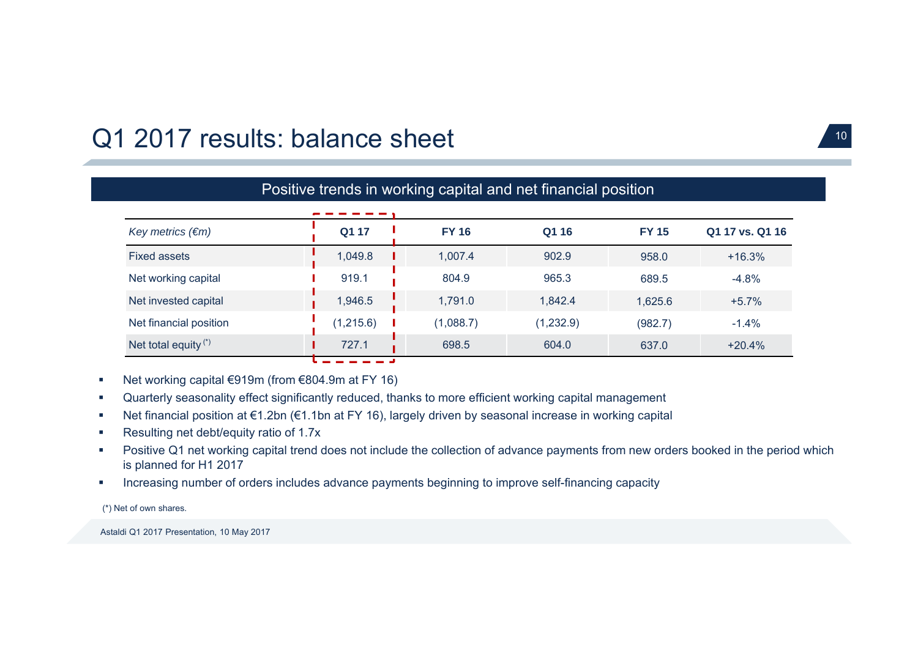# Q1 2017 results: balance sheet

## Positive trends in working capital and net financial position

| *Key metrics (€m)* | **Q1 17** | **FY 16** | **Q1 16** | **FY 15** | **Q1 17 vs. Q1 16** |
|---|---|---|---|---|---|
| Fixed assets | 1,049.8 | 1,007.4 | 902.9 | 958.0 | +16.3% |
| Net working capital | 919.1 | 804.9 | 965.3 | 689.5 | -4.8% |
| Net invested capital | 1,946.5 | 1,791.0 | 1,842.4 | 1,625.6 | +5.7% |
| Net financial position | (1,215.6) | (1,088.7) | (1,232.9) | (982.7) | -1.4% |
| Net total equity (*) | 727.1 | 698.5 | 604.0 | 637.0 | +20.4% |

- Net working capital €919m (from €804.9m at FY 16)
- Quarterly seasonality effect significantly reduced, thanks to more efficient working capital management
- Net financial position at €1.2bn (€1.1bn at FY 16), largely driven by seasonal increase in working capital
- Resulting net debt/equity ratio of 1.7x
- Positive Q1 net working capital trend does not include the collection of advance payments from new orders booked in the period which is planned for H1 2017
- Increasing number of orders includes advance payments beginning to improve self-financing capacity

(*) Net of own shares.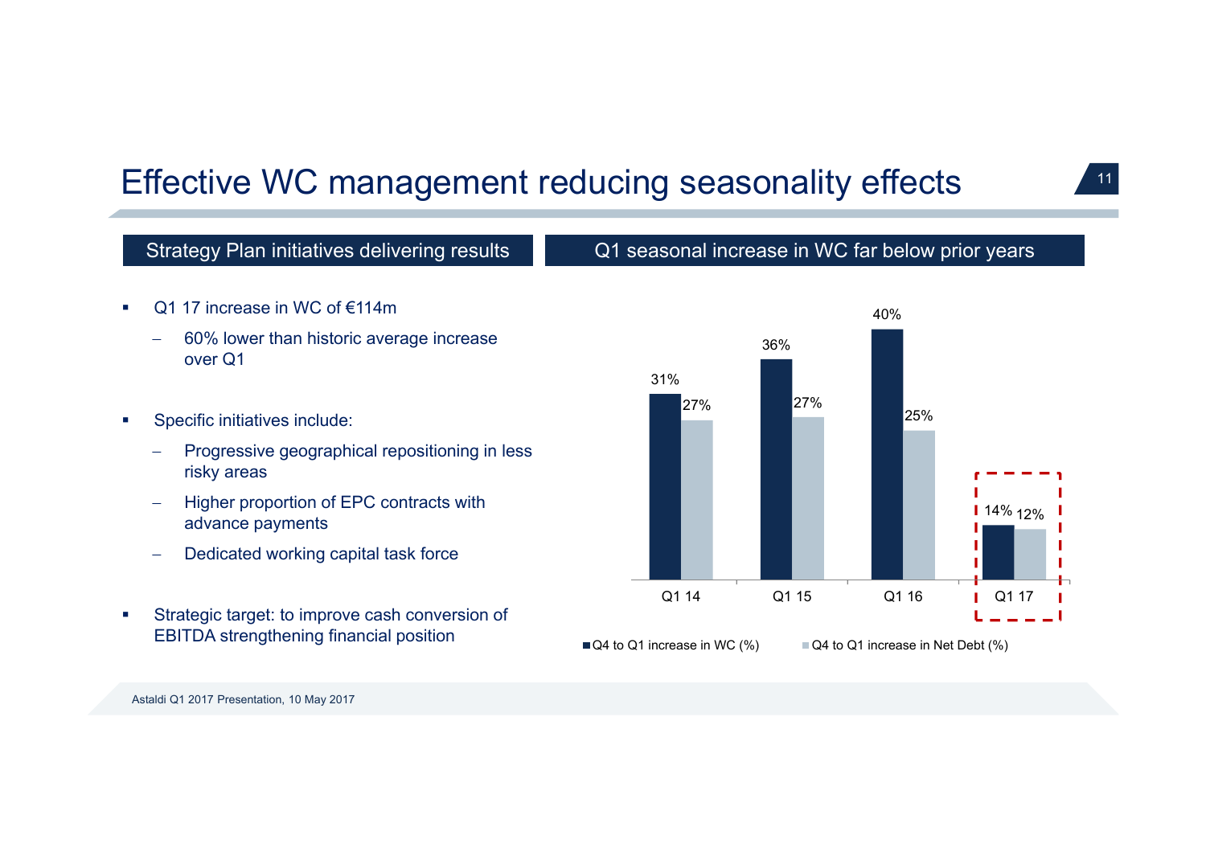# Effective WC management reducing seasonality effects

## Strategy Plan initiatives delivering results

- Q1 17 increase in WC of €114m
  - 60% lower than historic average increase over Q1
- Specific initiatives include:
  - Progressive geographical repositioning in less risky areas
  - Higher proportion of EPC contracts with advance payments
  - Dedicated working capital task force
- Strategic target: to improve cash conversion of EBITDA strengthening financial position

## Q1 seasonal increase in WC far below prior years

| | Q1 14 | Q1 15 | Q1 16 | Q1 17 |
|---|---|---|---|---|
| Q4 to Q1 increase in WC (%) | 31% | 36% | 40% | 14% |
| Q4 to Q1 increase in Net Debt (%) | 27% | 27% | 25% | 12% |

Astaldi Q1 2017 Presentation, 10 May 2017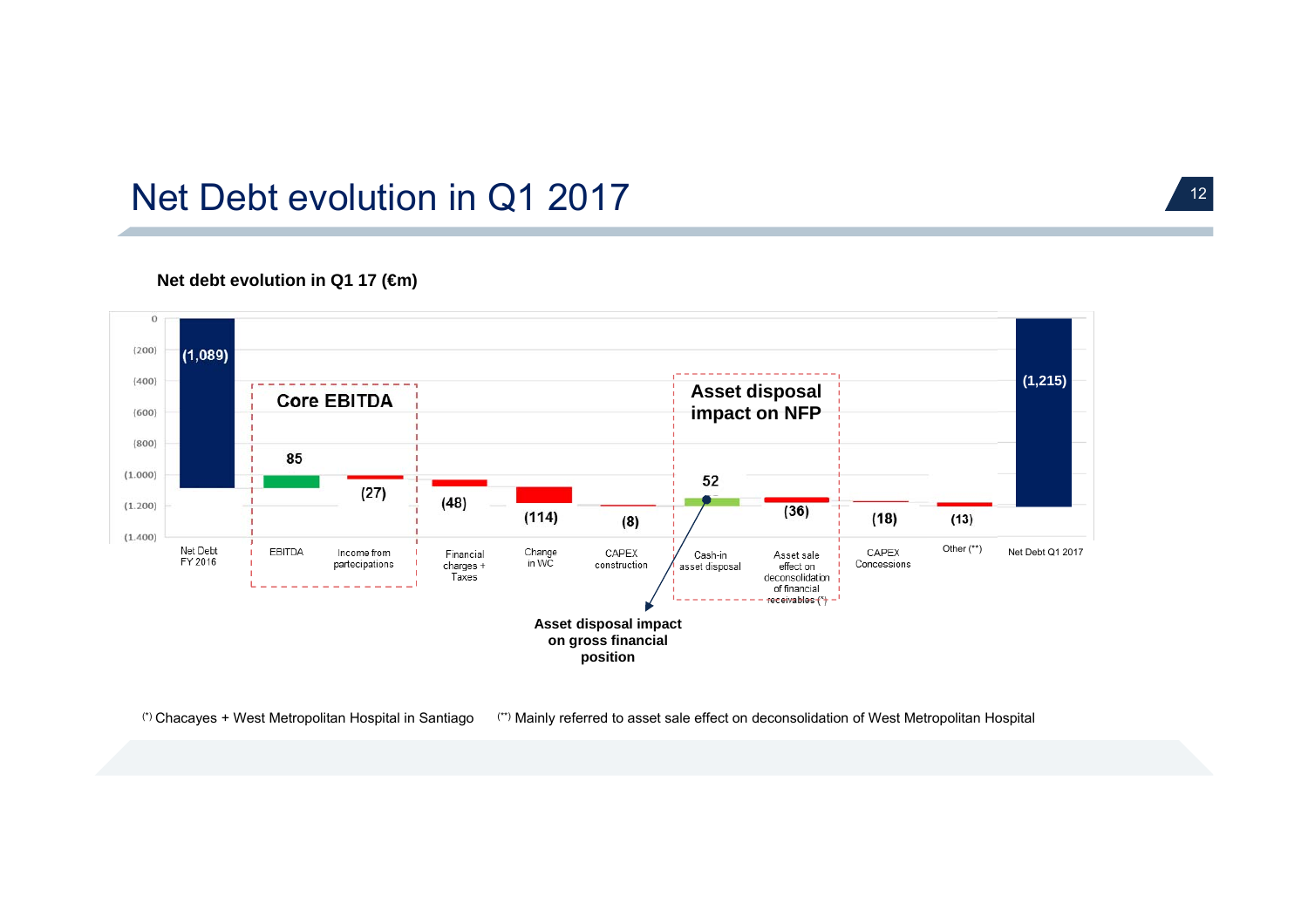# Net Debt evolution in Q1 2017

**Net debt evolution in Q1 17 (€m)**

| Item | Value (€m) |
|---|---|
| Net Debt FY 2016 | (1,089) |
| EBITDA | 85 |
| Income from partecipations | (27) |
| Financial charges + Taxes | (48) |
| Change in WC | (114) |
| CAPEX construction | (8) |
| Cash-in asset disposal | 52 |
| Asset sale effect on deconsolidation of financial receivables (*) | (36) |
| CAPEX Concessions | (18) |
| Other (**) | (13) |
| Net Debt Q1 2017 | (1,215) |

Core EBITDA: EBITDA; Income from partecipations

Asset disposal impact on NFP: Cash-in asset disposal; Asset sale effect on deconsolidation of financial receivables (*)

Asset disposal impact on gross financial position: Cash-in asset disposal

(*) Chacayes + West Metropolitan Hospital in Santiago (**) Mainly referred to asset sale effect on deconsolidation of West Metropolitan Hospital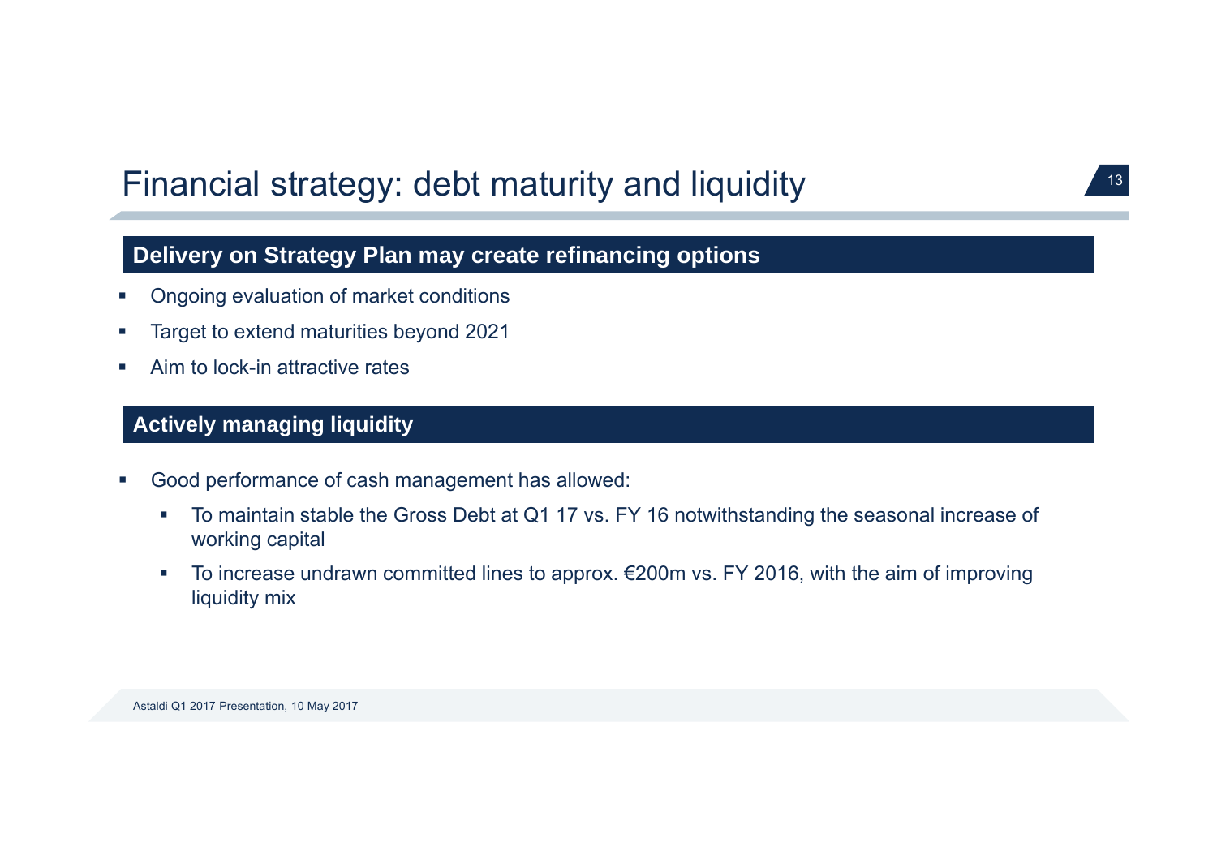# Financial strategy: debt maturity and liquidity

## Delivery on Strategy Plan may create refinancing options

- Ongoing evaluation of market conditions
- Target to extend maturities beyond 2021
- Aim to lock-in attractive rates

## Actively managing liquidity

- Good performance of cash management has allowed:
  - To maintain stable the Gross Debt at Q1 17 vs. FY 16 notwithstanding the seasonal increase of working capital
  - To increase undrawn committed lines to approx. €200m vs. FY 2016, with the aim of improving liquidity mix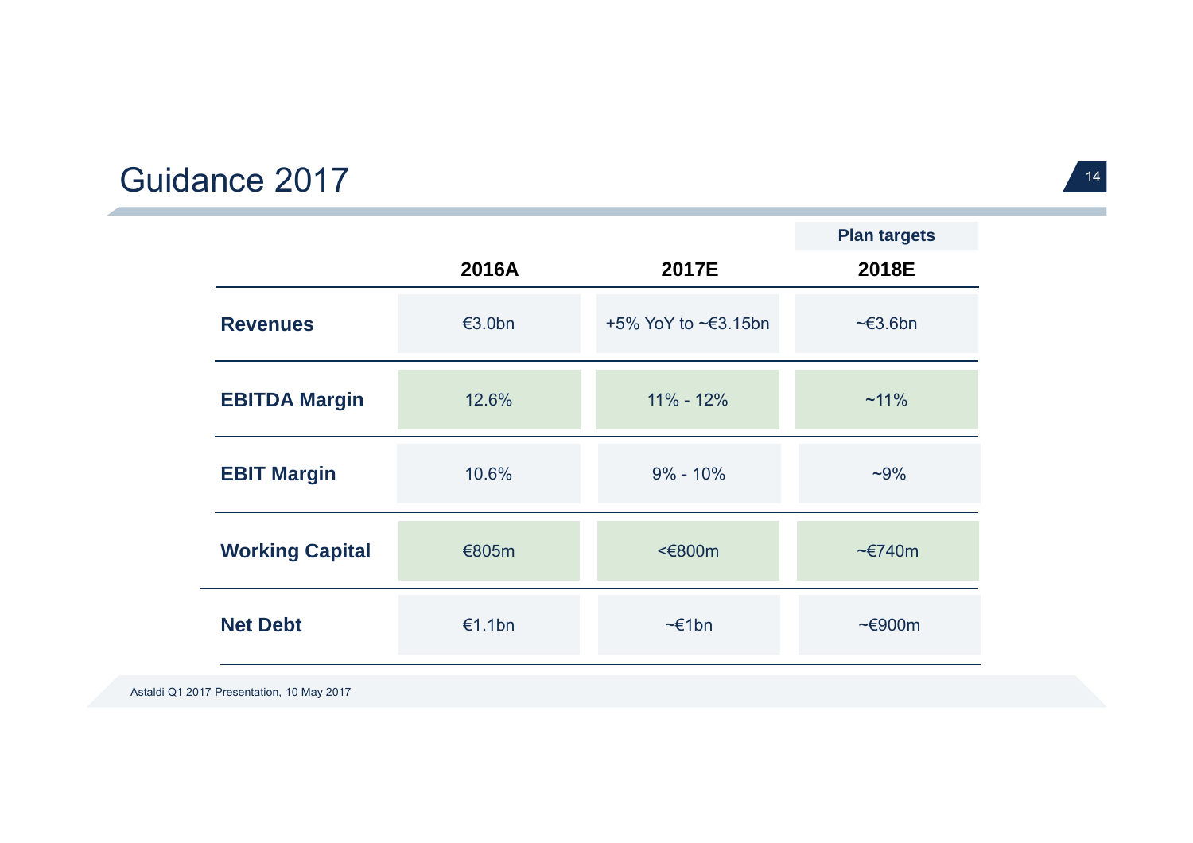# Guidance 2017

| | | | Plan targets |
|---|---|---|---|
| | **2016A** | **2017E** | **2018E** |
| **Revenues** | €3.0bn | +5% YoY to ~€3.15bn | ~€3.6bn |
| **EBITDA Margin** | 12.6% | 11% - 12% | ~11% |
| **EBIT Margin** | 10.6% | 9% - 10% | ~9% |
| **Working Capital** | €805m | <€800m | ~€740m |
| **Net Debt** | €1.1bn | ~€1bn | ~€900m |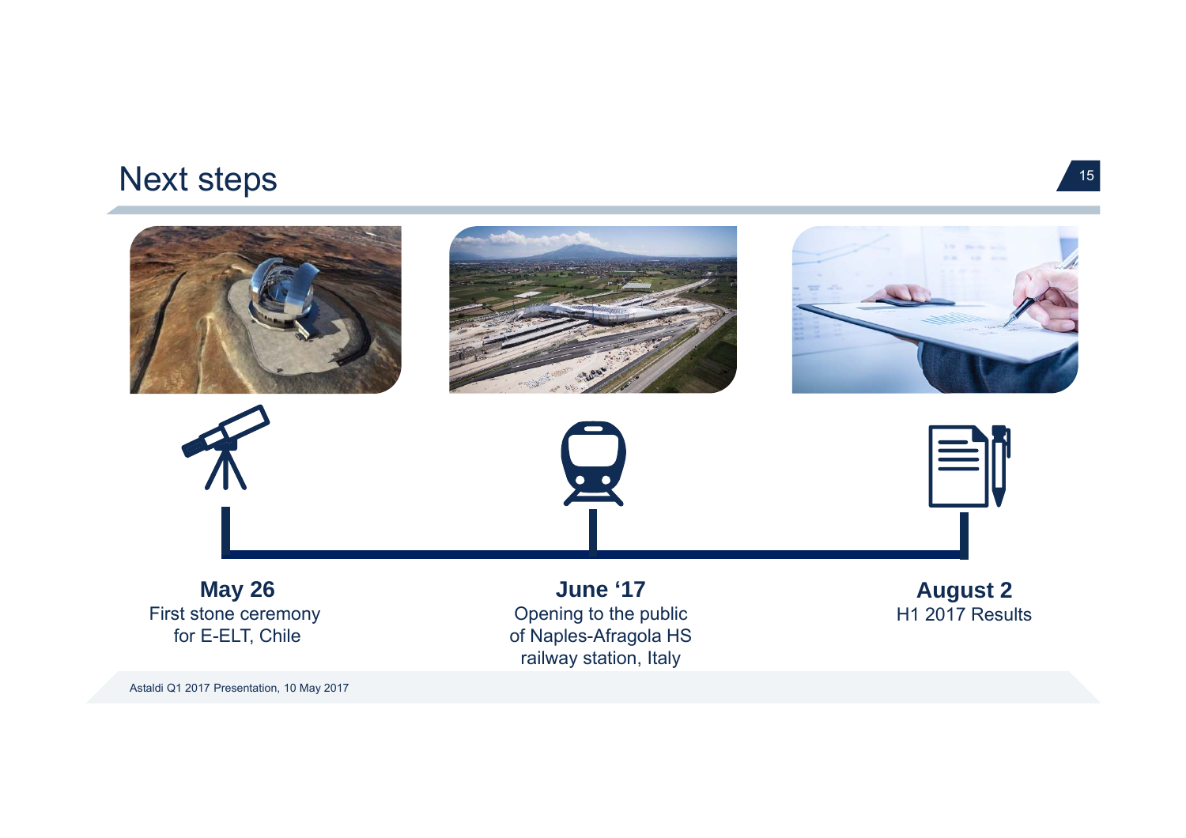# Next steps

**May 26**
First stone ceremony
for E-ELT, Chile

**June '17**
Opening to the public
of Naples-Afragola HS
railway station, Italy

**August 2**
H1 2017 Results